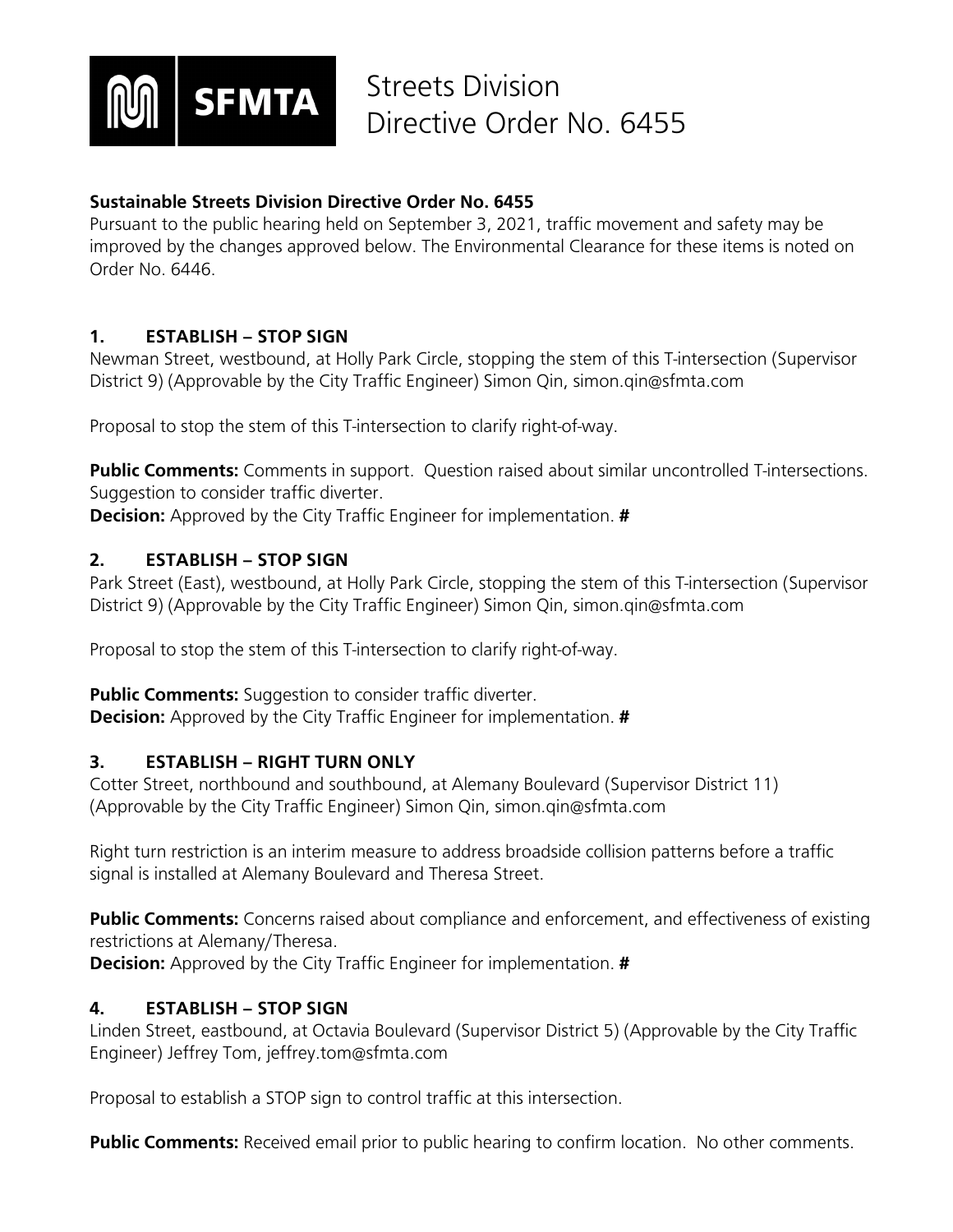# Streets Division Directive Order No. 6455

**Sustainable Streets Division Directive Order No. 6455**
Pursuant to the public hearing held on September 3, 2021, traffic movement and safety may be improved by the changes approved below. The Environmental Clearance for these items is noted on Order No. 6446.

### 1. ESTABLISH – STOP SIGN

Newman Street, westbound, at Holly Park Circle, stopping the stem of this T-intersection (Supervisor District 9) (Approvable by the City Traffic Engineer) Simon Qin, simon.qin@sfmta.com

Proposal to stop the stem of this T-intersection to clarify right-of-way.

**Public Comments:** Comments in support. Question raised about similar uncontrolled T-intersections. Suggestion to consider traffic diverter.
**Decision:** Approved by the City Traffic Engineer for implementation. **#**

### 2. ESTABLISH – STOP SIGN

Park Street (East), westbound, at Holly Park Circle, stopping the stem of this T-intersection (Supervisor District 9) (Approvable by the City Traffic Engineer) Simon Qin, simon.qin@sfmta.com

Proposal to stop the stem of this T-intersection to clarify right-of-way.

**Public Comments:** Suggestion to consider traffic diverter.
**Decision:** Approved by the City Traffic Engineer for implementation. **#**

### 3. ESTABLISH – RIGHT TURN ONLY

Cotter Street, northbound and southbound, at Alemany Boulevard (Supervisor District 11) (Approvable by the City Traffic Engineer) Simon Qin, simon.qin@sfmta.com

Right turn restriction is an interim measure to address broadside collision patterns before a traffic signal is installed at Alemany Boulevard and Theresa Street.

**Public Comments:** Concerns raised about compliance and enforcement, and effectiveness of existing restrictions at Alemany/Theresa.
**Decision:** Approved by the City Traffic Engineer for implementation. **#**

### 4. ESTABLISH – STOP SIGN

Linden Street, eastbound, at Octavia Boulevard (Supervisor District 5) (Approvable by the City Traffic Engineer) Jeffrey Tom, jeffrey.tom@sfmta.com

Proposal to establish a STOP sign to control traffic at this intersection.

**Public Comments:** Received email prior to public hearing to confirm location. No other comments.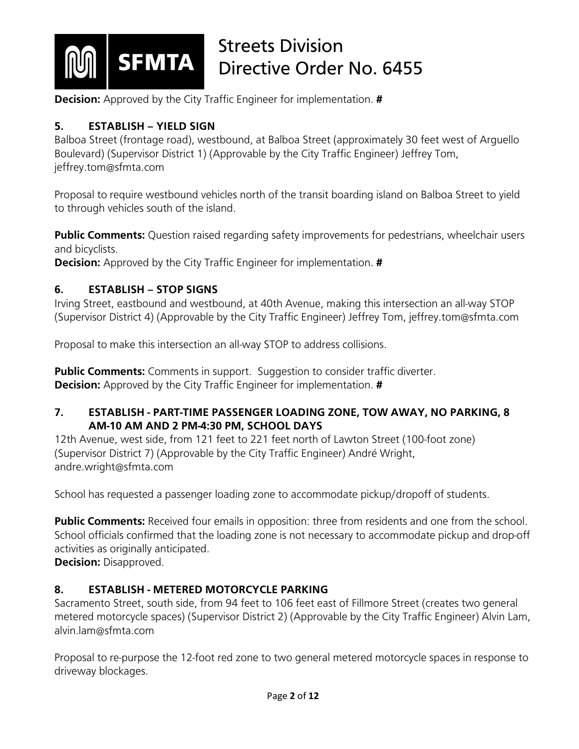**Decision:** Approved by the City Traffic Engineer for implementation. **#**

### 5. ESTABLISH – YIELD SIGN

Balboa Street (frontage road), westbound, at Balboa Street (approximately 30 feet west of Arguello Boulevard) (Supervisor District 1) (Approvable by the City Traffic Engineer) Jeffrey Tom, jeffrey.tom@sfmta.com

Proposal to require westbound vehicles north of the transit boarding island on Balboa Street to yield to through vehicles south of the island.

**Public Comments:** Question raised regarding safety improvements for pedestrians, wheelchair users and bicyclists.
**Decision:** Approved by the City Traffic Engineer for implementation. **#**

### 6. ESTABLISH – STOP SIGNS

Irving Street, eastbound and westbound, at 40th Avenue, making this intersection an all-way STOP (Supervisor District 4) (Approvable by the City Traffic Engineer) Jeffrey Tom, jeffrey.tom@sfmta.com

Proposal to make this intersection an all-way STOP to address collisions.

**Public Comments:** Comments in support. Suggestion to consider traffic diverter.
**Decision:** Approved by the City Traffic Engineer for implementation. **#**

### 7. ESTABLISH - PART-TIME PASSENGER LOADING ZONE, TOW AWAY, NO PARKING, 8 AM-10 AM AND 2 PM-4:30 PM, SCHOOL DAYS

12th Avenue, west side, from 121 feet to 221 feet north of Lawton Street (100-foot zone) (Supervisor District 7) (Approvable by the City Traffic Engineer) André Wright, andre.wright@sfmta.com

School has requested a passenger loading zone to accommodate pickup/dropoff of students.

**Public Comments:** Received four emails in opposition: three from residents and one from the school. School officials confirmed that the loading zone is not necessary to accommodate pickup and drop-off activities as originally anticipated.
**Decision:** Disapproved.

### 8. ESTABLISH - METERED MOTORCYCLE PARKING

Sacramento Street, south side, from 94 feet to 106 feet east of Fillmore Street (creates two general metered motorcycle spaces) (Supervisor District 2) (Approvable by the City Traffic Engineer) Alvin Lam, alvin.lam@sfmta.com

Proposal to re-purpose the 12-foot red zone to two general metered motorcycle spaces in response to driveway blockages.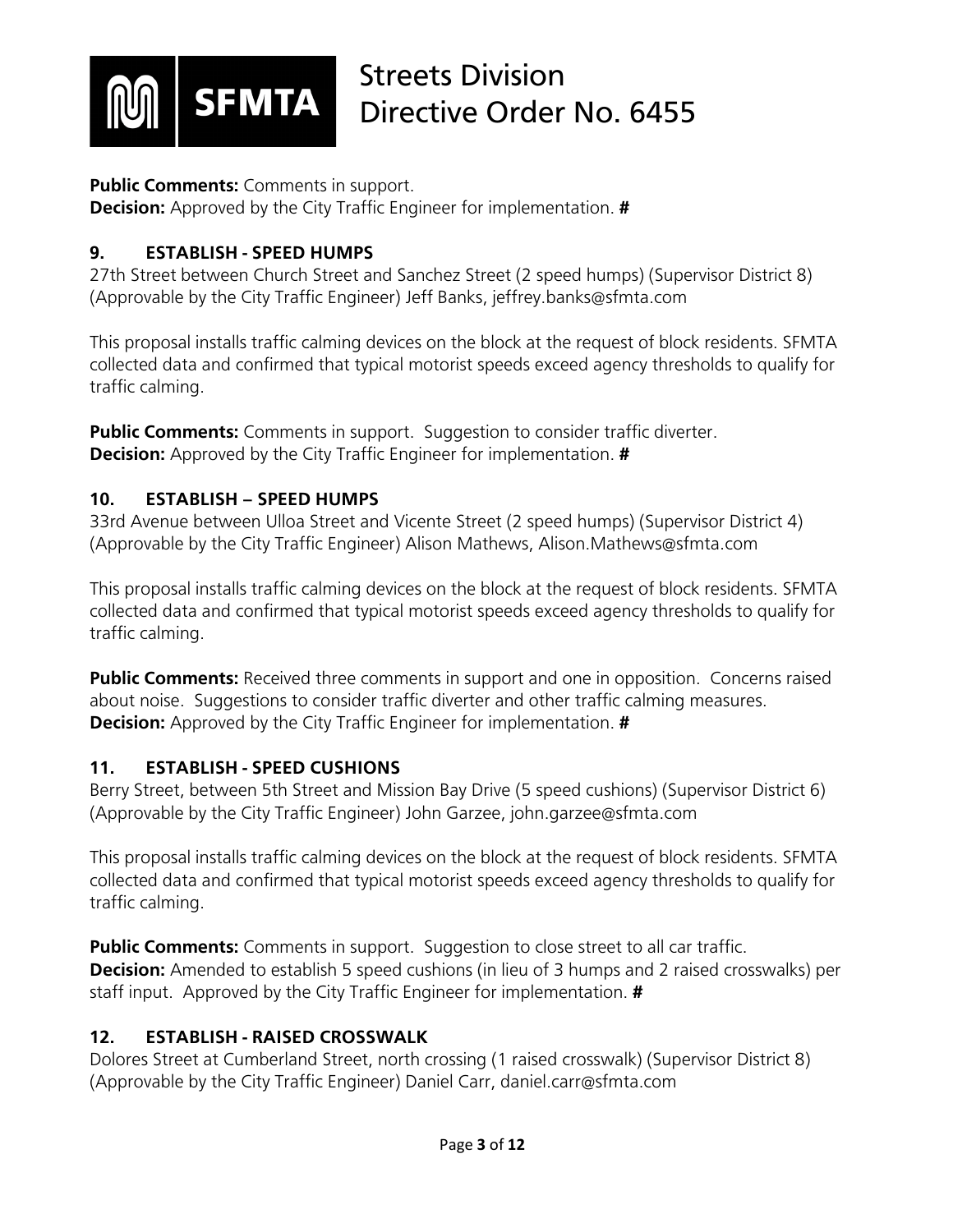**Public Comments:** Comments in support.
**Decision:** Approved by the City Traffic Engineer for implementation. **#**

## 9. ESTABLISH - SPEED HUMPS

27th Street between Church Street and Sanchez Street (2 speed humps) (Supervisor District 8) (Approvable by the City Traffic Engineer) Jeff Banks, jeffrey.banks@sfmta.com

This proposal installs traffic calming devices on the block at the request of block residents. SFMTA collected data and confirmed that typical motorist speeds exceed agency thresholds to qualify for traffic calming.

**Public Comments:** Comments in support. Suggestion to consider traffic diverter.
**Decision:** Approved by the City Traffic Engineer for implementation. **#**

## 10. ESTABLISH – SPEED HUMPS

33rd Avenue between Ulloa Street and Vicente Street (2 speed humps) (Supervisor District 4) (Approvable by the City Traffic Engineer) Alison Mathews, Alison.Mathews@sfmta.com

This proposal installs traffic calming devices on the block at the request of block residents. SFMTA collected data and confirmed that typical motorist speeds exceed agency thresholds to qualify for traffic calming.

**Public Comments:** Received three comments in support and one in opposition. Concerns raised about noise. Suggestions to consider traffic diverter and other traffic calming measures.
**Decision:** Approved by the City Traffic Engineer for implementation. **#**

## 11. ESTABLISH - SPEED CUSHIONS

Berry Street, between 5th Street and Mission Bay Drive (5 speed cushions) (Supervisor District 6) (Approvable by the City Traffic Engineer) John Garzee, john.garzee@sfmta.com

This proposal installs traffic calming devices on the block at the request of block residents. SFMTA collected data and confirmed that typical motorist speeds exceed agency thresholds to qualify for traffic calming.

**Public Comments:** Comments in support. Suggestion to close street to all car traffic.
**Decision:** Amended to establish 5 speed cushions (in lieu of 3 humps and 2 raised crosswalks) per staff input. Approved by the City Traffic Engineer for implementation. **#**

## 12. ESTABLISH - RAISED CROSSWALK

Dolores Street at Cumberland Street, north crossing (1 raised crosswalk) (Supervisor District 8) (Approvable by the City Traffic Engineer) Daniel Carr, daniel.carr@sfmta.com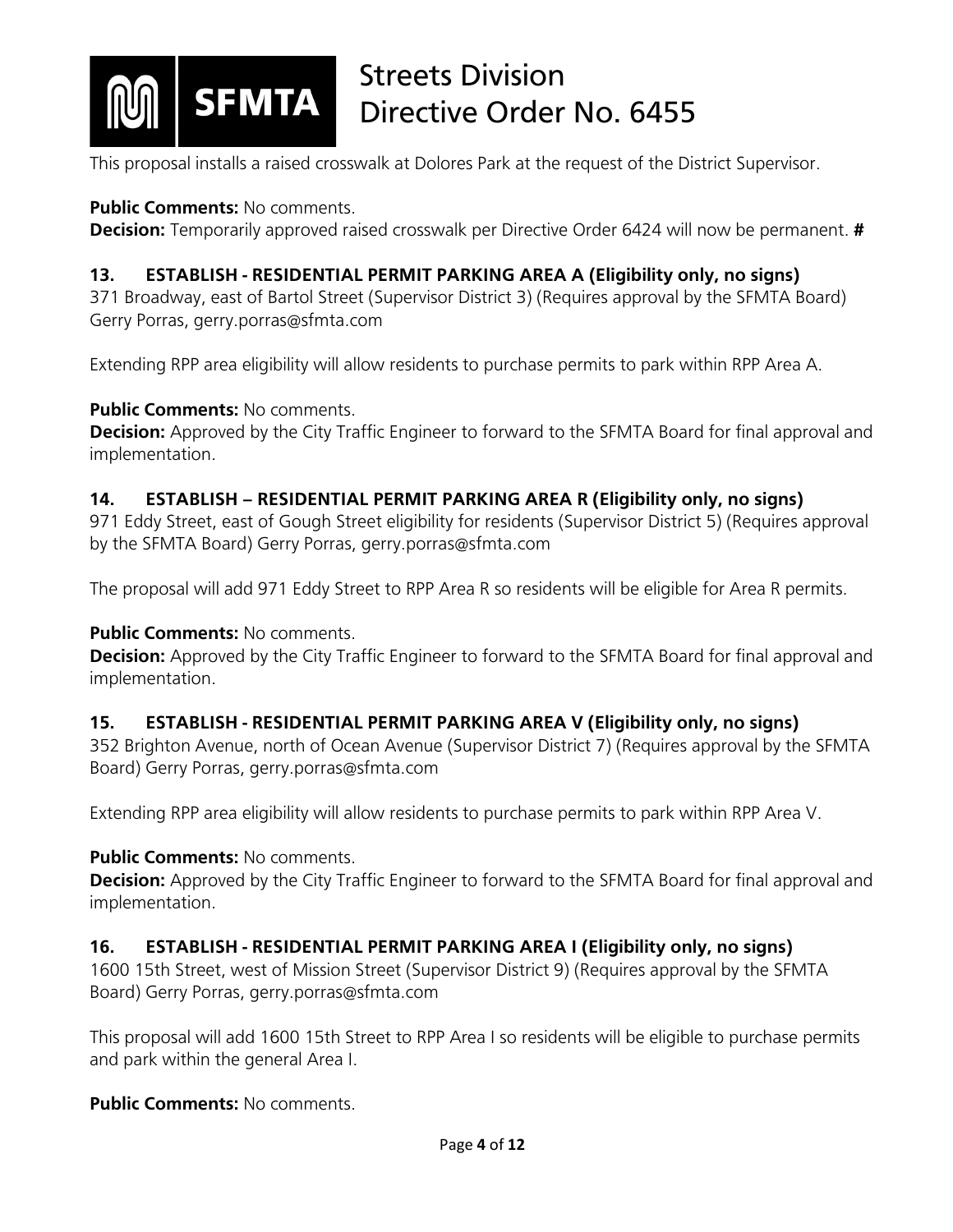This proposal installs a raised crosswalk at Dolores Park at the request of the District Supervisor.

**Public Comments:** No comments.
**Decision:** Temporarily approved raised crosswalk per Directive Order 6424 will now be permanent. **#**

### 13. ESTABLISH - RESIDENTIAL PERMIT PARKING AREA A (Eligibility only, no signs)

371 Broadway, east of Bartol Street (Supervisor District 3) (Requires approval by the SFMTA Board) Gerry Porras, gerry.porras@sfmta.com

Extending RPP area eligibility will allow residents to purchase permits to park within RPP Area A.

**Public Comments:** No comments.
**Decision:** Approved by the City Traffic Engineer to forward to the SFMTA Board for final approval and implementation.

### 14. ESTABLISH – RESIDENTIAL PERMIT PARKING AREA R (Eligibility only, no signs)

971 Eddy Street, east of Gough Street eligibility for residents (Supervisor District 5) (Requires approval by the SFMTA Board) Gerry Porras, gerry.porras@sfmta.com

The proposal will add 971 Eddy Street to RPP Area R so residents will be eligible for Area R permits.

**Public Comments:** No comments.
**Decision:** Approved by the City Traffic Engineer to forward to the SFMTA Board for final approval and implementation.

### 15. ESTABLISH - RESIDENTIAL PERMIT PARKING AREA V (Eligibility only, no signs)

352 Brighton Avenue, north of Ocean Avenue (Supervisor District 7) (Requires approval by the SFMTA Board) Gerry Porras, gerry.porras@sfmta.com

Extending RPP area eligibility will allow residents to purchase permits to park within RPP Area V.

**Public Comments:** No comments.
**Decision:** Approved by the City Traffic Engineer to forward to the SFMTA Board for final approval and implementation.

### 16. ESTABLISH - RESIDENTIAL PERMIT PARKING AREA I (Eligibility only, no signs)

1600 15th Street, west of Mission Street (Supervisor District 9) (Requires approval by the SFMTA Board) Gerry Porras, gerry.porras@sfmta.com

This proposal will add 1600 15th Street to RPP Area I so residents will be eligible to purchase permits and park within the general Area I.

**Public Comments:** No comments.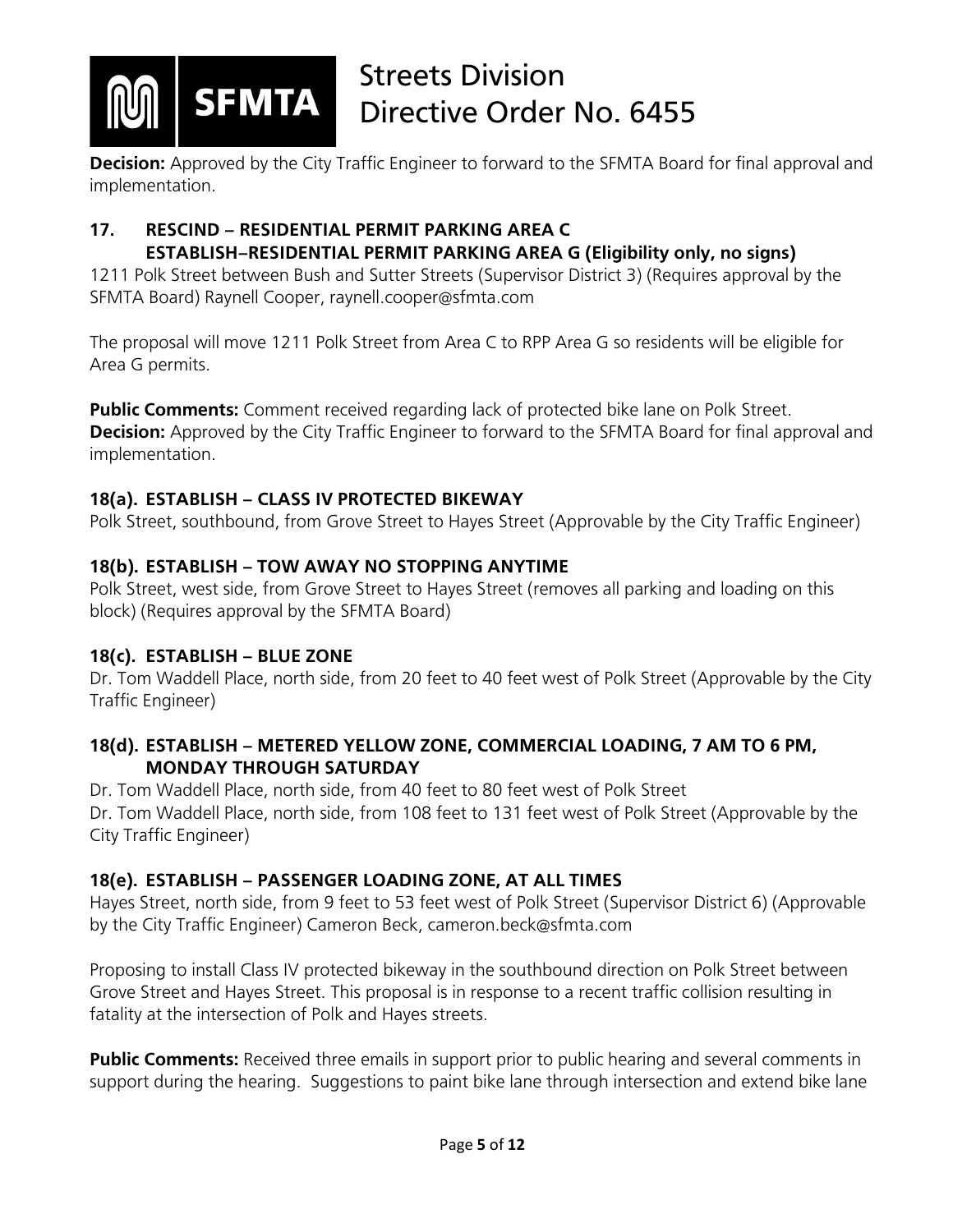**Decision:** Approved by the City Traffic Engineer to forward to the SFMTA Board for final approval and implementation.

### 17. RESCIND – RESIDENTIAL PERMIT PARKING AREA C ESTABLISH–RESIDENTIAL PERMIT PARKING AREA G (Eligibility only, no signs)

1211 Polk Street between Bush and Sutter Streets (Supervisor District 3) (Requires approval by the SFMTA Board) Raynell Cooper, raynell.cooper@sfmta.com

The proposal will move 1211 Polk Street from Area C to RPP Area G so residents will be eligible for Area G permits.

**Public Comments:** Comment received regarding lack of protected bike lane on Polk Street.
**Decision:** Approved by the City Traffic Engineer to forward to the SFMTA Board for final approval and implementation.

### 18(a). ESTABLISH – CLASS IV PROTECTED BIKEWAY

Polk Street, southbound, from Grove Street to Hayes Street (Approvable by the City Traffic Engineer)

### 18(b). ESTABLISH – TOW AWAY NO STOPPING ANYTIME

Polk Street, west side, from Grove Street to Hayes Street (removes all parking and loading on this block) (Requires approval by the SFMTA Board)

### 18(c). ESTABLISH – BLUE ZONE

Dr. Tom Waddell Place, north side, from 20 feet to 40 feet west of Polk Street (Approvable by the City Traffic Engineer)

### 18(d). ESTABLISH – METERED YELLOW ZONE, COMMERCIAL LOADING, 7 AM TO 6 PM, MONDAY THROUGH SATURDAY

Dr. Tom Waddell Place, north side, from 40 feet to 80 feet west of Polk Street
Dr. Tom Waddell Place, north side, from 108 feet to 131 feet west of Polk Street (Approvable by the City Traffic Engineer)

### 18(e). ESTABLISH – PASSENGER LOADING ZONE, AT ALL TIMES

Hayes Street, north side, from 9 feet to 53 feet west of Polk Street (Supervisor District 6) (Approvable by the City Traffic Engineer) Cameron Beck, cameron.beck@sfmta.com

Proposing to install Class IV protected bikeway in the southbound direction on Polk Street between Grove Street and Hayes Street. This proposal is in response to a recent traffic collision resulting in fatality at the intersection of Polk and Hayes streets.

**Public Comments:** Received three emails in support prior to public hearing and several comments in support during the hearing. Suggestions to paint bike lane through intersection and extend bike lane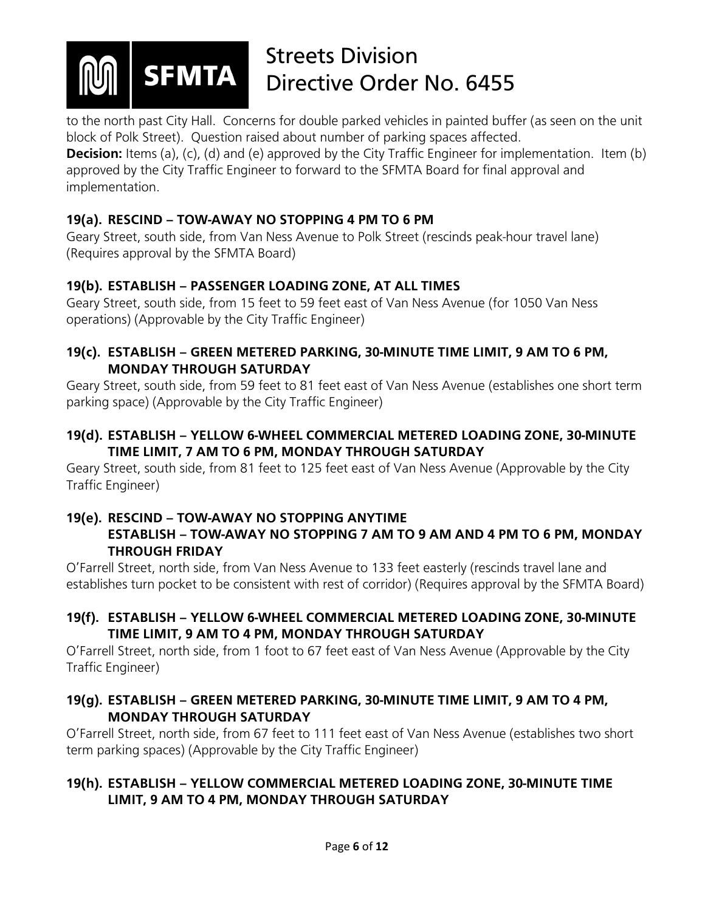to the north past City Hall. Concerns for double parked vehicles in painted buffer (as seen on the unit block of Polk Street). Question raised about number of parking spaces affected.

**Decision:** Items (a), (c), (d) and (e) approved by the City Traffic Engineer for implementation. Item (b) approved by the City Traffic Engineer to forward to the SFMTA Board for final approval and implementation.

**19(a). RESCIND – TOW-AWAY NO STOPPING 4 PM TO 6 PM**

Geary Street, south side, from Van Ness Avenue to Polk Street (rescinds peak-hour travel lane) (Requires approval by the SFMTA Board)

**19(b). ESTABLISH – PASSENGER LOADING ZONE, AT ALL TIMES**

Geary Street, south side, from 15 feet to 59 feet east of Van Ness Avenue (for 1050 Van Ness operations) (Approvable by the City Traffic Engineer)

**19(c). ESTABLISH – GREEN METERED PARKING, 30-MINUTE TIME LIMIT, 9 AM TO 6 PM, MONDAY THROUGH SATURDAY**

Geary Street, south side, from 59 feet to 81 feet east of Van Ness Avenue (establishes one short term parking space) (Approvable by the City Traffic Engineer)

**19(d). ESTABLISH – YELLOW 6-WHEEL COMMERCIAL METERED LOADING ZONE, 30-MINUTE TIME LIMIT, 7 AM TO 6 PM, MONDAY THROUGH SATURDAY**

Geary Street, south side, from 81 feet to 125 feet east of Van Ness Avenue (Approvable by the City Traffic Engineer)

**19(e). RESCIND – TOW-AWAY NO STOPPING ANYTIME**
**ESTABLISH – TOW-AWAY NO STOPPING 7 AM TO 9 AM AND 4 PM TO 6 PM, MONDAY THROUGH FRIDAY**

O'Farrell Street, north side, from Van Ness Avenue to 133 feet easterly (rescinds travel lane and establishes turn pocket to be consistent with rest of corridor) (Requires approval by the SFMTA Board)

**19(f). ESTABLISH – YELLOW 6-WHEEL COMMERCIAL METERED LOADING ZONE, 30-MINUTE TIME LIMIT, 9 AM TO 4 PM, MONDAY THROUGH SATURDAY**

O'Farrell Street, north side, from 1 foot to 67 feet east of Van Ness Avenue (Approvable by the City Traffic Engineer)

**19(g). ESTABLISH – GREEN METERED PARKING, 30-MINUTE TIME LIMIT, 9 AM TO 4 PM, MONDAY THROUGH SATURDAY**

O'Farrell Street, north side, from 67 feet to 111 feet east of Van Ness Avenue (establishes two short term parking spaces) (Approvable by the City Traffic Engineer)

**19(h). ESTABLISH – YELLOW COMMERCIAL METERED LOADING ZONE, 30-MINUTE TIME LIMIT, 9 AM TO 4 PM, MONDAY THROUGH SATURDAY**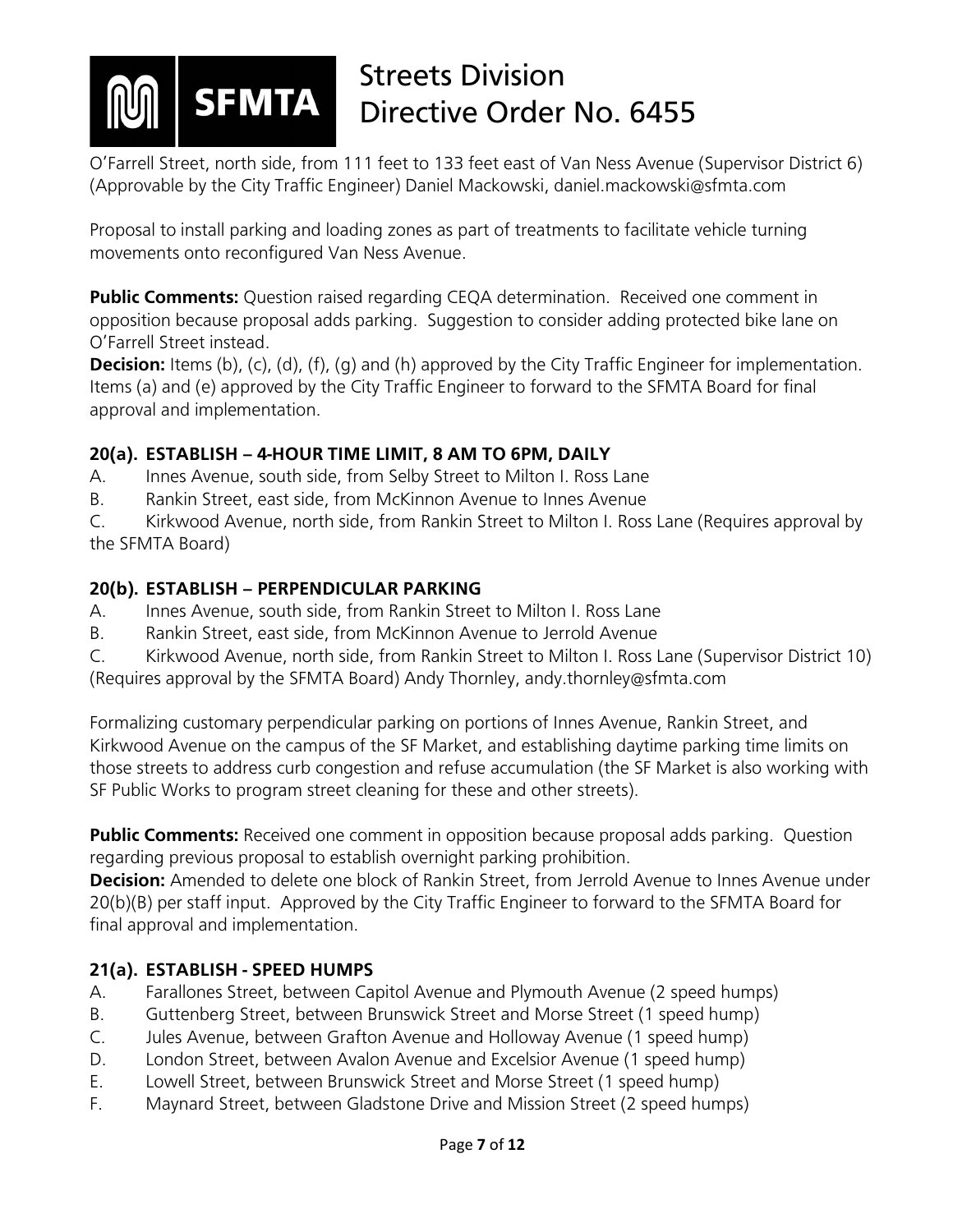O'Farrell Street, north side, from 111 feet to 133 feet east of Van Ness Avenue (Supervisor District 6) (Approvable by the City Traffic Engineer) Daniel Mackowski, daniel.mackowski@sfmta.com

Proposal to install parking and loading zones as part of treatments to facilitate vehicle turning movements onto reconfigured Van Ness Avenue.

**Public Comments:** Question raised regarding CEQA determination. Received one comment in opposition because proposal adds parking. Suggestion to consider adding protected bike lane on O'Farrell Street instead.
**Decision:** Items (b), (c), (d), (f), (g) and (h) approved by the City Traffic Engineer for implementation. Items (a) and (e) approved by the City Traffic Engineer to forward to the SFMTA Board for final approval and implementation.

### 20(a). ESTABLISH – 4-HOUR TIME LIMIT, 8 AM TO 6PM, DAILY

A. Innes Avenue, south side, from Selby Street to Milton I. Ross Lane
B. Rankin Street, east side, from McKinnon Avenue to Innes Avenue
C. Kirkwood Avenue, north side, from Rankin Street to Milton I. Ross Lane (Requires approval by the SFMTA Board)

### 20(b). ESTABLISH – PERPENDICULAR PARKING

A. Innes Avenue, south side, from Rankin Street to Milton I. Ross Lane
B. Rankin Street, east side, from McKinnon Avenue to Jerrold Avenue
C. Kirkwood Avenue, north side, from Rankin Street to Milton I. Ross Lane (Supervisor District 10) (Requires approval by the SFMTA Board) Andy Thornley, andy.thornley@sfmta.com

Formalizing customary perpendicular parking on portions of Innes Avenue, Rankin Street, and Kirkwood Avenue on the campus of the SF Market, and establishing daytime parking time limits on those streets to address curb congestion and refuse accumulation (the SF Market is also working with SF Public Works to program street cleaning for these and other streets).

**Public Comments:** Received one comment in opposition because proposal adds parking. Question regarding previous proposal to establish overnight parking prohibition.
**Decision:** Amended to delete one block of Rankin Street, from Jerrold Avenue to Innes Avenue under 20(b)(B) per staff input. Approved by the City Traffic Engineer to forward to the SFMTA Board for final approval and implementation.

### 21(a). ESTABLISH - SPEED HUMPS

A. Farallones Street, between Capitol Avenue and Plymouth Avenue (2 speed humps)
B. Guttenberg Street, between Brunswick Street and Morse Street (1 speed hump)
C. Jules Avenue, between Grafton Avenue and Holloway Avenue (1 speed hump)
D. London Street, between Avalon Avenue and Excelsior Avenue (1 speed hump)
E. Lowell Street, between Brunswick Street and Morse Street (1 speed hump)
F. Maynard Street, between Gladstone Drive and Mission Street (2 speed humps)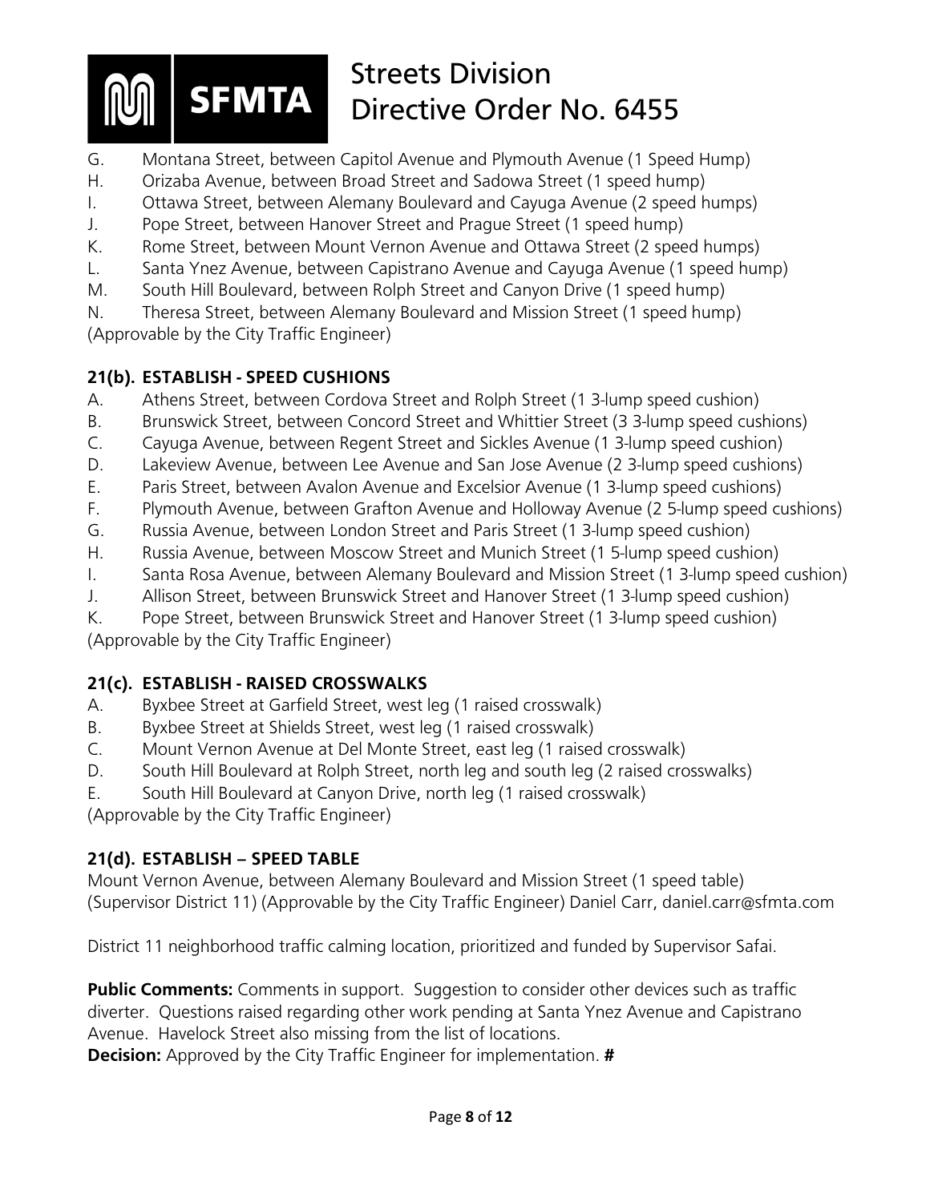G. Montana Street, between Capitol Avenue and Plymouth Avenue (1 Speed Hump)
H. Orizaba Avenue, between Broad Street and Sadowa Street (1 speed hump)
I. Ottawa Street, between Alemany Boulevard and Cayuga Avenue (2 speed humps)
J. Pope Street, between Hanover Street and Prague Street (1 speed hump)
K. Rome Street, between Mount Vernon Avenue and Ottawa Street (2 speed humps)
L. Santa Ynez Avenue, between Capistrano Avenue and Cayuga Avenue (1 speed hump)
M. South Hill Boulevard, between Rolph Street and Canyon Drive (1 speed hump)
N. Theresa Street, between Alemany Boulevard and Mission Street (1 speed hump)

(Approvable by the City Traffic Engineer)

**21(b). ESTABLISH - SPEED CUSHIONS**

A. Athens Street, between Cordova Street and Rolph Street (1 3-lump speed cushion)
B. Brunswick Street, between Concord Street and Whittier Street (3 3-lump speed cushions)
C. Cayuga Avenue, between Regent Street and Sickles Avenue (1 3-lump speed cushion)
D. Lakeview Avenue, between Lee Avenue and San Jose Avenue (2 3-lump speed cushions)
E. Paris Street, between Avalon Avenue and Excelsior Avenue (1 3-lump speed cushions)
F. Plymouth Avenue, between Grafton Avenue and Holloway Avenue (2 5-lump speed cushions)
G. Russia Avenue, between London Street and Paris Street (1 3-lump speed cushion)
H. Russia Avenue, between Moscow Street and Munich Street (1 5-lump speed cushion)
I. Santa Rosa Avenue, between Alemany Boulevard and Mission Street (1 3-lump speed cushion)
J. Allison Street, between Brunswick Street and Hanover Street (1 3-lump speed cushion)
K. Pope Street, between Brunswick Street and Hanover Street (1 3-lump speed cushion)

(Approvable by the City Traffic Engineer)

**21(c). ESTABLISH - RAISED CROSSWALKS**

A. Byxbee Street at Garfield Street, west leg (1 raised crosswalk)
B. Byxbee Street at Shields Street, west leg (1 raised crosswalk)
C. Mount Vernon Avenue at Del Monte Street, east leg (1 raised crosswalk)
D. South Hill Boulevard at Rolph Street, north leg and south leg (2 raised crosswalks)
E. South Hill Boulevard at Canyon Drive, north leg (1 raised crosswalk)

(Approvable by the City Traffic Engineer)

**21(d). ESTABLISH – SPEED TABLE**

Mount Vernon Avenue, between Alemany Boulevard and Mission Street (1 speed table) (Supervisor District 11) (Approvable by the City Traffic Engineer) Daniel Carr, daniel.carr@sfmta.com

District 11 neighborhood traffic calming location, prioritized and funded by Supervisor Safai.

**Public Comments:** Comments in support. Suggestion to consider other devices such as traffic diverter. Questions raised regarding other work pending at Santa Ynez Avenue and Capistrano Avenue. Havelock Street also missing from the list of locations.

**Decision:** Approved by the City Traffic Engineer for implementation. **#**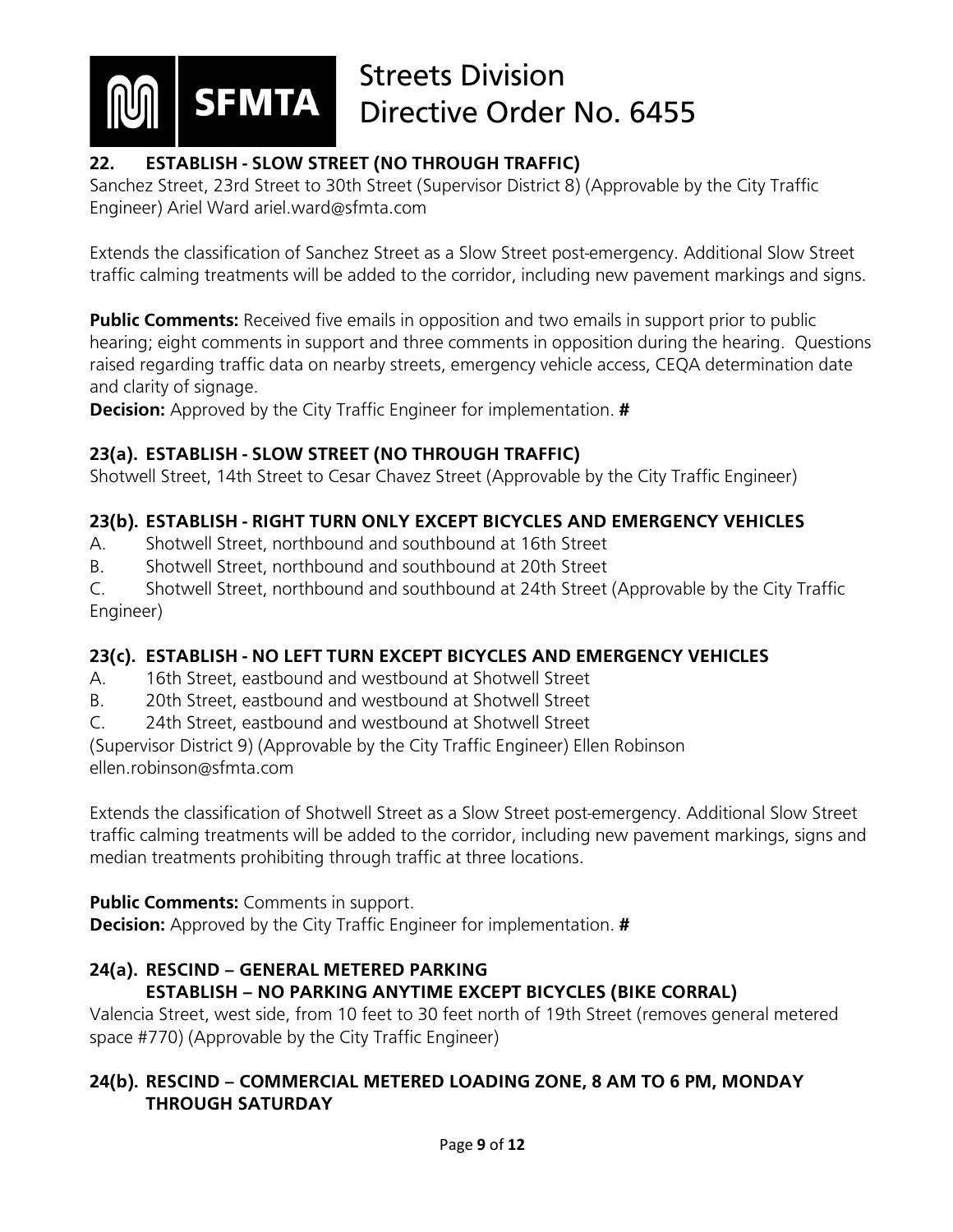### 22. ESTABLISH - SLOW STREET (NO THROUGH TRAFFIC)

Sanchez Street, 23rd Street to 30th Street (Supervisor District 8) (Approvable by the City Traffic Engineer) Ariel Ward ariel.ward@sfmta.com

Extends the classification of Sanchez Street as a Slow Street post-emergency. Additional Slow Street traffic calming treatments will be added to the corridor, including new pavement markings and signs.

**Public Comments:** Received five emails in opposition and two emails in support prior to public hearing; eight comments in support and three comments in opposition during the hearing. Questions raised regarding traffic data on nearby streets, emergency vehicle access, CEQA determination date and clarity of signage.
**Decision:** Approved by the City Traffic Engineer for implementation. **#**

### 23(a). ESTABLISH - SLOW STREET (NO THROUGH TRAFFIC)

Shotwell Street, 14th Street to Cesar Chavez Street (Approvable by the City Traffic Engineer)

### 23(b). ESTABLISH - RIGHT TURN ONLY EXCEPT BICYCLES AND EMERGENCY VEHICLES

A. Shotwell Street, northbound and southbound at 16th Street
B. Shotwell Street, northbound and southbound at 20th Street
C. Shotwell Street, northbound and southbound at 24th Street (Approvable by the City Traffic Engineer)

### 23(c). ESTABLISH - NO LEFT TURN EXCEPT BICYCLES AND EMERGENCY VEHICLES

A. 16th Street, eastbound and westbound at Shotwell Street
B. 20th Street, eastbound and westbound at Shotwell Street
C. 24th Street, eastbound and westbound at Shotwell Street

(Supervisor District 9) (Approvable by the City Traffic Engineer) Ellen Robinson ellen.robinson@sfmta.com

Extends the classification of Shotwell Street as a Slow Street post-emergency. Additional Slow Street traffic calming treatments will be added to the corridor, including new pavement markings, signs and median treatments prohibiting through traffic at three locations.

**Public Comments:** Comments in support.
**Decision:** Approved by the City Traffic Engineer for implementation. **#**

### 24(a). RESCIND – GENERAL METERED PARKING
### ESTABLISH – NO PARKING ANYTIME EXCEPT BICYCLES (BIKE CORRAL)

Valencia Street, west side, from 10 feet to 30 feet north of 19th Street (removes general metered space #770) (Approvable by the City Traffic Engineer)

### 24(b). RESCIND – COMMERCIAL METERED LOADING ZONE, 8 AM TO 6 PM, MONDAY THROUGH SATURDAY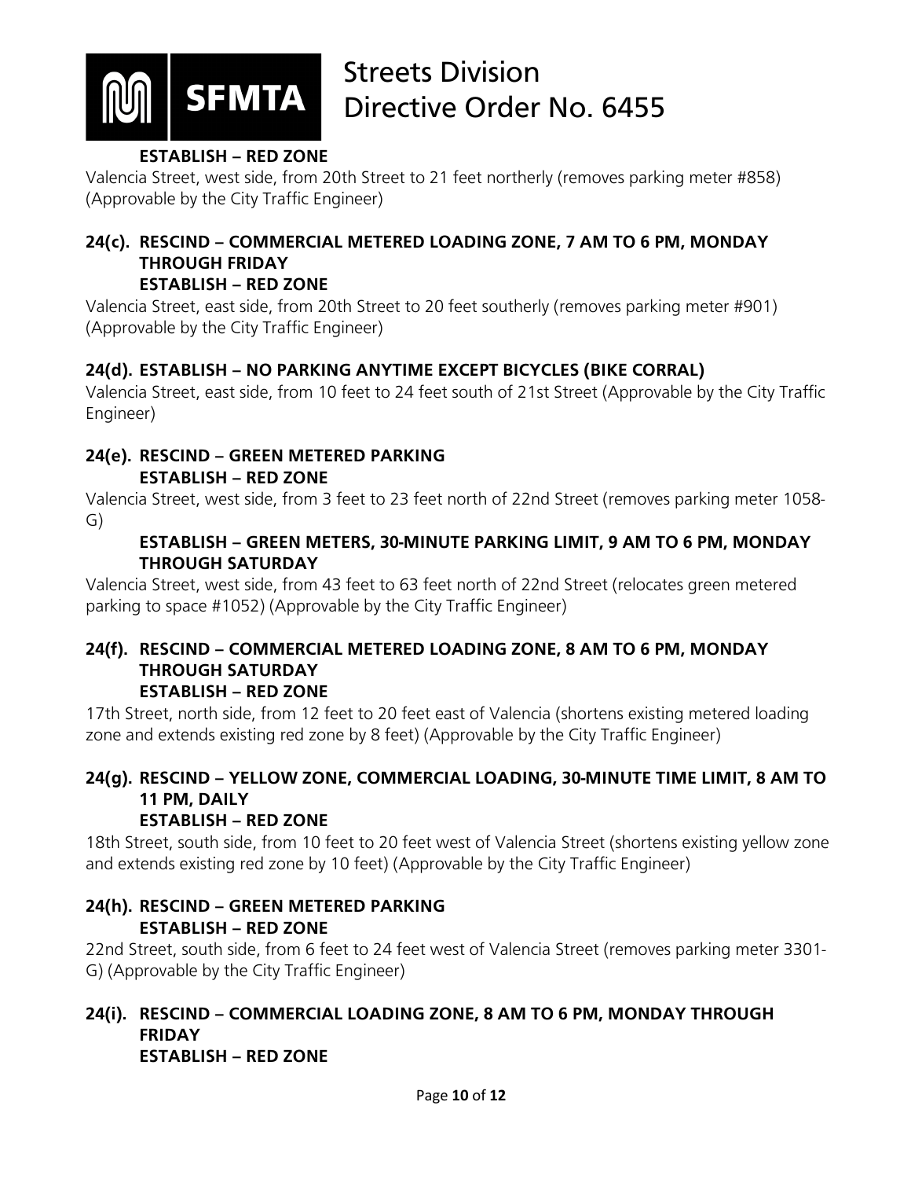**ESTABLISH – RED ZONE**

Valencia Street, west side, from 20th Street to 21 feet northerly (removes parking meter #858) (Approvable by the City Traffic Engineer)

**24(c). RESCIND – COMMERCIAL METERED LOADING ZONE, 7 AM TO 6 PM, MONDAY THROUGH FRIDAY**
**ESTABLISH – RED ZONE**

Valencia Street, east side, from 20th Street to 20 feet southerly (removes parking meter #901) (Approvable by the City Traffic Engineer)

**24(d). ESTABLISH – NO PARKING ANYTIME EXCEPT BICYCLES (BIKE CORRAL)**

Valencia Street, east side, from 10 feet to 24 feet south of 21st Street (Approvable by the City Traffic Engineer)

**24(e). RESCIND – GREEN METERED PARKING**
**ESTABLISH – RED ZONE**

Valencia Street, west side, from 3 feet to 23 feet north of 22nd Street (removes parking meter 1058-G)

**ESTABLISH – GREEN METERS, 30-MINUTE PARKING LIMIT, 9 AM TO 6 PM, MONDAY THROUGH SATURDAY**

Valencia Street, west side, from 43 feet to 63 feet north of 22nd Street (relocates green metered parking to space #1052) (Approvable by the City Traffic Engineer)

**24(f). RESCIND – COMMERCIAL METERED LOADING ZONE, 8 AM TO 6 PM, MONDAY THROUGH SATURDAY**
**ESTABLISH – RED ZONE**

17th Street, north side, from 12 feet to 20 feet east of Valencia (shortens existing metered loading zone and extends existing red zone by 8 feet) (Approvable by the City Traffic Engineer)

**24(g). RESCIND – YELLOW ZONE, COMMERCIAL LOADING, 30-MINUTE TIME LIMIT, 8 AM TO 11 PM, DAILY**
**ESTABLISH – RED ZONE**

18th Street, south side, from 10 feet to 20 feet west of Valencia Street (shortens existing yellow zone and extends existing red zone by 10 feet) (Approvable by the City Traffic Engineer)

**24(h). RESCIND – GREEN METERED PARKING**
**ESTABLISH – RED ZONE**

22nd Street, south side, from 6 feet to 24 feet west of Valencia Street (removes parking meter 3301-G) (Approvable by the City Traffic Engineer)

**24(i). RESCIND – COMMERCIAL LOADING ZONE, 8 AM TO 6 PM, MONDAY THROUGH FRIDAY**
**ESTABLISH – RED ZONE**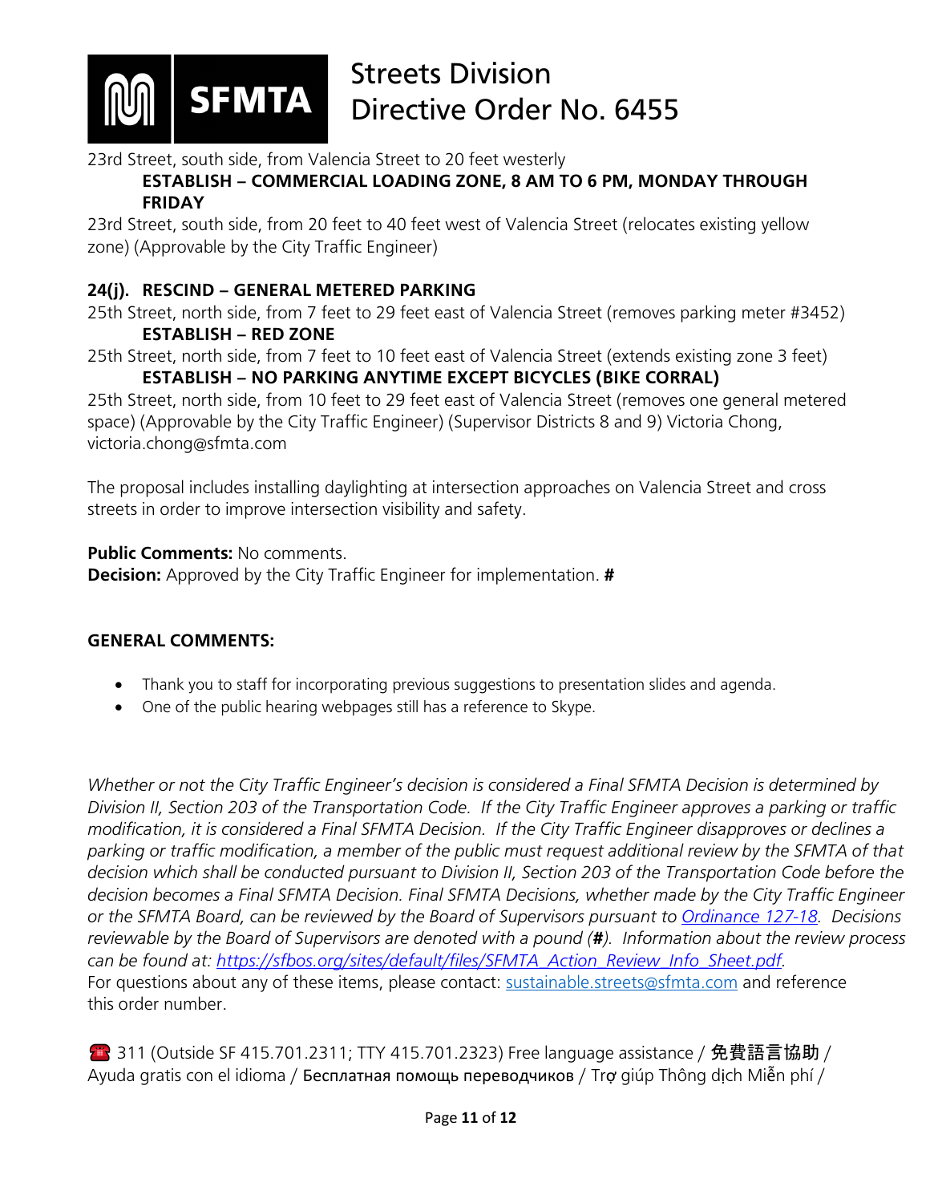23rd Street, south side, from Valencia Street to 20 feet westerly

**ESTABLISH – COMMERCIAL LOADING ZONE, 8 AM TO 6 PM, MONDAY THROUGH FRIDAY**

23rd Street, south side, from 20 feet to 40 feet west of Valencia Street (relocates existing yellow zone) (Approvable by the City Traffic Engineer)

**24(j). RESCIND – GENERAL METERED PARKING**

25th Street, north side, from 7 feet to 29 feet east of Valencia Street (removes parking meter #3452)

**ESTABLISH – RED ZONE**

25th Street, north side, from 7 feet to 10 feet east of Valencia Street (extends existing zone 3 feet)

**ESTABLISH – NO PARKING ANYTIME EXCEPT BICYCLES (BIKE CORRAL)**

25th Street, north side, from 10 feet to 29 feet east of Valencia Street (removes one general metered space) (Approvable by the City Traffic Engineer) (Supervisor Districts 8 and 9) Victoria Chong, victoria.chong@sfmta.com

The proposal includes installing daylighting at intersection approaches on Valencia Street and cross streets in order to improve intersection visibility and safety.

**Public Comments:** No comments.
**Decision:** Approved by the City Traffic Engineer for implementation. **#**

**GENERAL COMMENTS:**

- Thank you to staff for incorporating previous suggestions to presentation slides and agenda.
- One of the public hearing webpages still has a reference to Skype.

*Whether or not the City Traffic Engineer's decision is considered a Final SFMTA Decision is determined by Division II, Section 203 of the Transportation Code. If the City Traffic Engineer approves a parking or traffic modification, it is considered a Final SFMTA Decision. If the City Traffic Engineer disapproves or declines a parking or traffic modification, a member of the public must request additional review by the SFMTA of that decision which shall be conducted pursuant to Division II, Section 203 of the Transportation Code before the decision becomes a Final SFMTA Decision. Final SFMTA Decisions, whether made by the City Traffic Engineer or the SFMTA Board, can be reviewed by the Board of Supervisors pursuant to [Ordinance 127-18](). Decisions reviewable by the Board of Supervisors are denoted with a pound (**#**). Information about the review process can be found at: https://sfbos.org/sites/default/files/SFMTA_Action_Review_Info_Sheet.pdf.*
For questions about any of these items, please contact: sustainable.streets@sfmta.com and reference this order number.

☎ 311 (Outside SF 415.701.2311; TTY 415.701.2323) Free language assistance / 免費語言協助 / Ayuda gratis con el idioma / Бесплатная помощь переводчиков / Trợ giúp Thông dịch Miễn phí /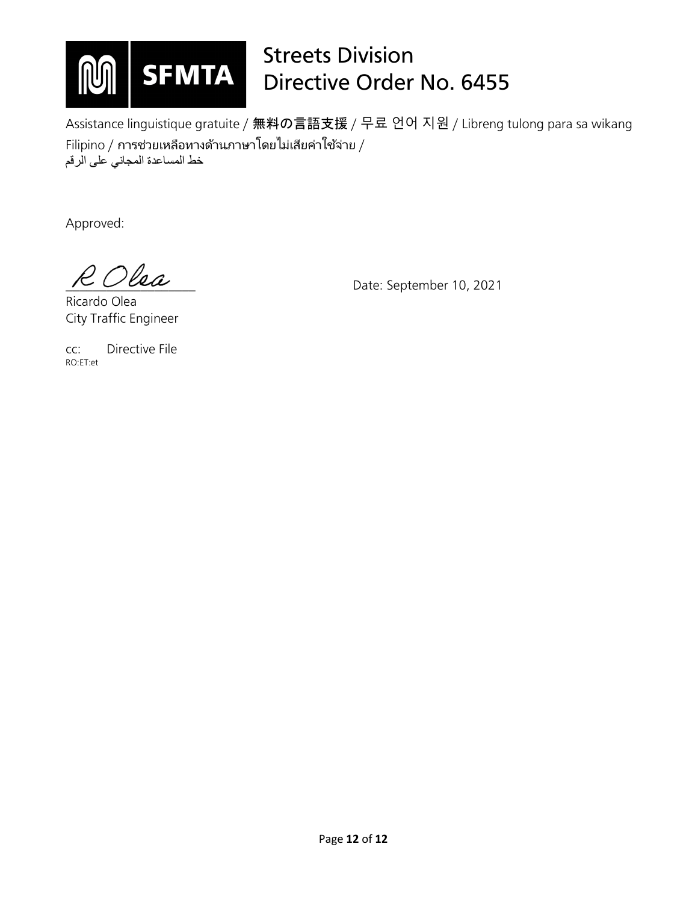# Streets Division
# Directive Order No. 6455

Assistance linguistique gratuite / 無料の言語支援 / 무료 언어 지원 / Libreng tulong para sa wikang Filipino / การช่วยเหลือทางด้านภาษาโดยไม่เสียค่าใช้จ่าย / خط المساعدة المجاني على الرقم

Approved:

R Olea

Ricardo Olea
City Traffic Engineer

Date: September 10, 2021

cc: Directive File
RO:ET:et